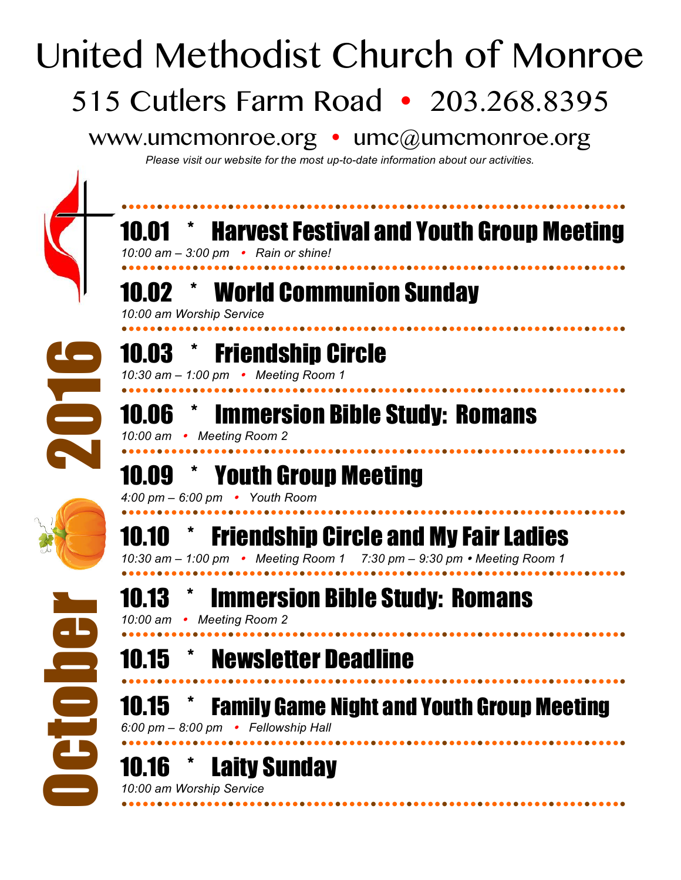# United Methodist Church of Monroe

## 515 Cutlers Farm Road • 203.268.8395

www.umcmonroe.org • umc@umcmonroe.org

*Please visit our website for the most up-to-date information about our activities.*

October 2016

## 10.01 * Harvest Festival and Youth Group Meeting

*10:00 am – 3:00 pm • Rain or shine!*

## 10.02 * World Communion Sunday

*10:00 am Worship Service*

## 10.03 * Friendship Circle

*10:30 am – 1:00 pm • Meeting Room 1*

## 10.06 * Immersion Bible Study: Romans

*10:00 am • Meeting Room 2*

## 10.09 * Youth Group Meeting

*4:00 pm – 6:00 pm • Youth Room*

## 10.10 * Friendship Circle and My Fair Ladies

*10:30 am – 1:00 pm • Meeting Room 1 7:30 pm – 9:30 pm • Meeting Room 1*

## 10.13 * Immersion Bible Study: Romans

*10:00 am • Meeting Room 2*

## 10.15 * Newsletter Deadline

## 10.15 * Family Game Night and Youth Group Meeting

*6:00 pm – 8:00 pm • Fellowship Hall*

## 10.16 * Laity Sunday

*10:00 am Worship Service*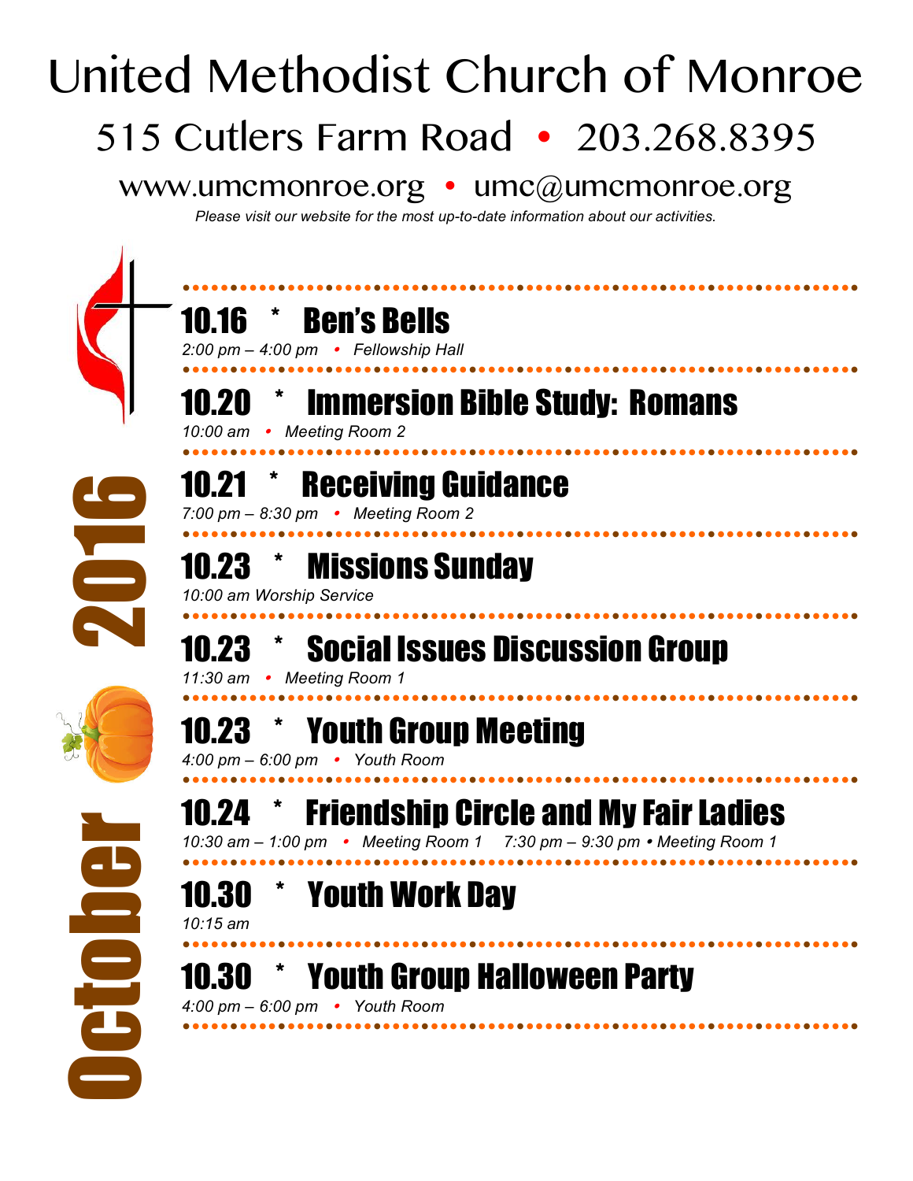# United Methodist Church of Monroe

## 515 Cutlers Farm Road • 203.268.8395

www.umcmonroe.org • umc@umcmonroe.org

*Please visit our website for the most up-to-date information about our activities.*

October 2016

## 10.16 * Ben's Bells

*2:00 pm – 4:00 pm • Fellowship Hall*

## 10.20 * Immersion Bible Study: Romans

*10:00 am • Meeting Room 2*

## 10.21 * Receiving Guidance

*7:00 pm – 8:30 pm • Meeting Room 2*

## 10.23 * Missions Sunday

*10:00 am Worship Service*

## 10.23 * Social Issues Discussion Group

*11:30 am • Meeting Room 1*

## 10.23 * Youth Group Meeting

*4:00 pm – 6:00 pm • Youth Room*

## 10.24 * Friendship Circle and My Fair Ladies

*10:30 am – 1:00 pm • Meeting Room 1 7:30 pm – 9:30 pm • Meeting Room 1*

## 10.30 * Youth Work Day

*10:15 am*

## 10.30 * Youth Group Halloween Party

*4:00 pm – 6:00 pm • Youth Room*